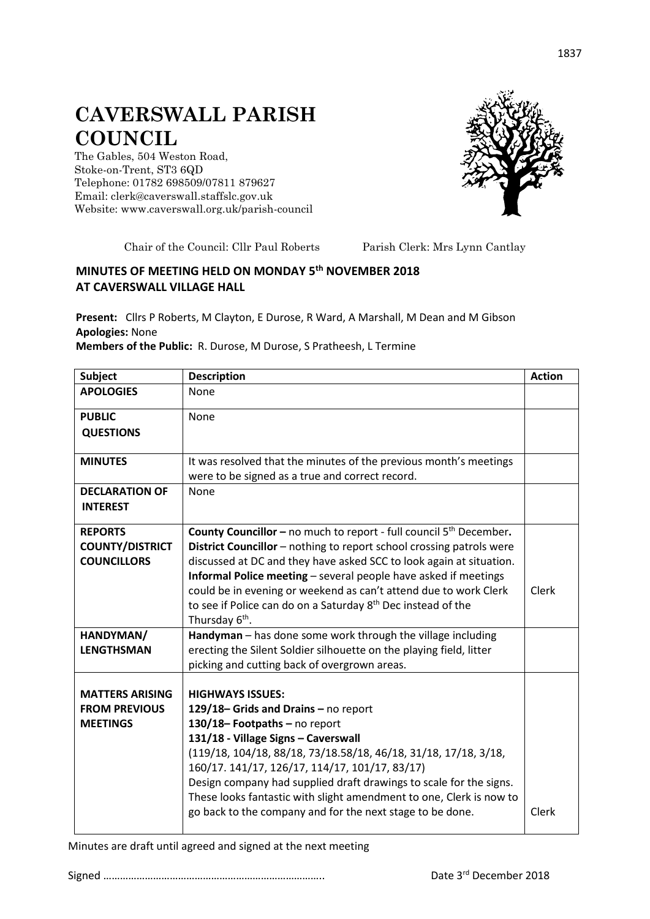# CAVERSWALL PARISH COUNCIL

The Gables, 504 Weston Road,
Stoke-on-Trent, ST3 6QD
Telephone: 01782 698509/07811 879627
Email: clerk@caverswall.staffslc.gov.uk
Website: www.caverswall.org.uk/parish-council

Chair of the Council: Cllr Paul Roberts Parish Clerk: Mrs Lynn Cantlay

## MINUTES OF MEETING HELD ON MONDAY 5th NOVEMBER 2018 AT CAVERSWALL VILLAGE HALL

**Present:** Cllrs P Roberts, M Clayton, E Durose, R Ward, A Marshall, M Dean and M Gibson
**Apologies:** None
**Members of the Public:** R. Durose, M Durose, S Pratheesh, L Termine

| Subject | Description | Action |
|---|---|---|
| **APOLOGIES** | None | |
| **PUBLIC QUESTIONS** | None | |
| **MINUTES** | It was resolved that the minutes of the previous month's meetings were to be signed as a true and correct record. | |
| **DECLARATION OF INTEREST** | None | |
| **REPORTS COUNTY/DISTRICT COUNCILLORS** | **County Councillor –** no much to report - full council 5th December. **District Councillor** – nothing to report school crossing patrols were discussed at DC and they have asked SCC to look again at situation. **Informal Police meeting** – several people have asked if meetings could be in evening or weekend as can't attend due to work Clerk to see if Police can do on a Saturday 8th Dec instead of the Thursday 6th. | Clerk |
| **HANDYMAN/ LENGTHSMAN** | **Handyman** – has done some work through the village including erecting the Silent Soldier silhouette on the playing field, litter picking and cutting back of overgrown areas. | |
| **MATTERS ARISING FROM PREVIOUS MEETINGS** | **HIGHWAYS ISSUES:** **129/18– Grids and Drains –** no report **130/18– Footpaths –** no report **131/18 - Village Signs – Caverswall** (119/18, 104/18, 88/18, 73/18.58/18, 46/18, 31/18, 17/18, 3/18, 160/17. 141/17, 126/17, 114/17, 101/17, 83/17) Design company had supplied draft drawings to scale for the signs. These looks fantastic with slight amendment to one, Clerk is now to go back to the company and for the next stage to be done. | Clerk |

Minutes are draft until agreed and signed at the next meeting

Signed …………………………………………………………………….. Date 3rd December 2018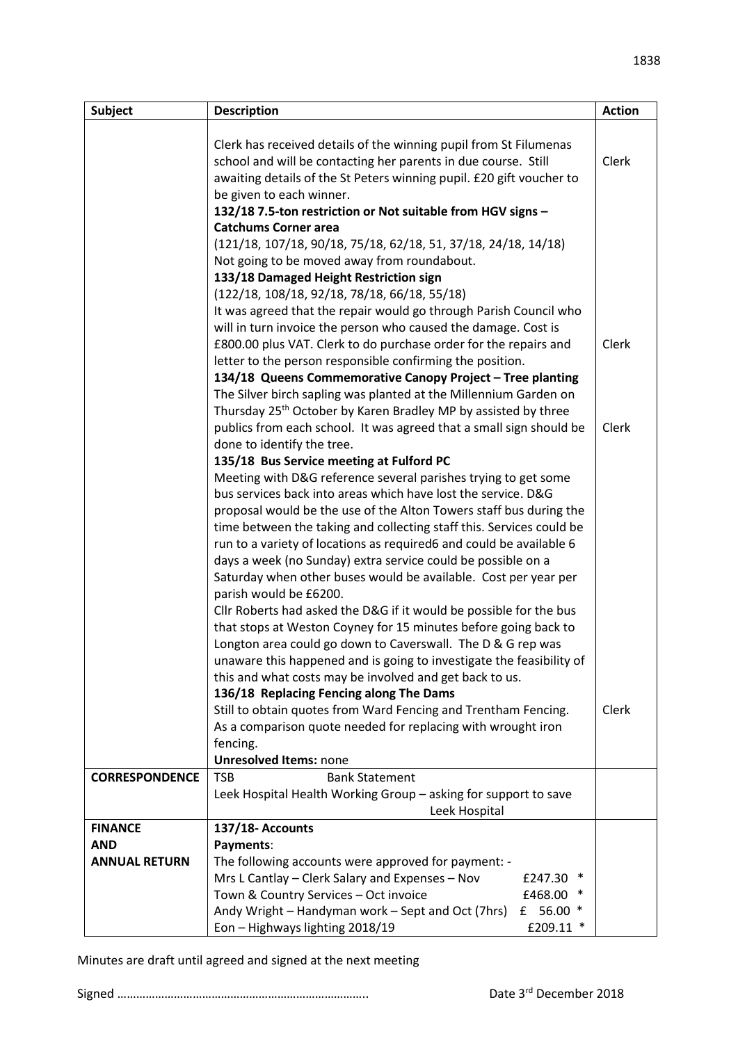| Subject | Description | Action |
|---|---|---|
| | Clerk has received details of the winning pupil from St Filumenas school and will be contacting her parents in due course. Still awaiting details of the St Peters winning pupil. £20 gift voucher to be given to each winner. | Clerk |
| | **132/18 7.5-ton restriction or Not suitable from HGV signs – Catchums Corner area**<br>(121/18, 107/18, 90/18, 75/18, 62/18, 51, 37/18, 24/18, 14/18)<br>Not going to be moved away from roundabout. | |
| | **133/18 Damaged Height Restriction sign**<br>(122/18, 108/18, 92/18, 78/18, 66/18, 55/18)<br>It was agreed that the repair would go through Parish Council who will in turn invoice the person who caused the damage. Cost is £800.00 plus VAT. Clerk to do purchase order for the repairs and letter to the person responsible confirming the position. | Clerk |
| | **134/18 Queens Commemorative Canopy Project – Tree planting**<br>The Silver birch sapling was planted at the Millennium Garden on Thursday 25th October by Karen Bradley MP by assisted by three publics from each school. It was agreed that a small sign should be done to identify the tree. | Clerk |
| | **135/18 Bus Service meeting at Fulford PC**<br>Meeting with D&G reference several parishes trying to get some bus services back into areas which have lost the service. D&G proposal would be the use of the Alton Towers staff bus during the time between the taking and collecting staff this. Services could be run to a variety of locations as required6 and could be available 6 days a week (no Sunday) extra service could be possible on a Saturday when other buses would be available. Cost per year per parish would be £6200.<br>Cllr Roberts had asked the D&G if it would be possible for the bus that stops at Weston Coyney for 15 minutes before going back to Longton area could go down to Caverswall. The D & G rep was unaware this happened and is going to investigate the feasibility of this and what costs may be involved and get back to us. | |
| | **136/18 Replacing Fencing along The Dams**<br>Still to obtain quotes from Ward Fencing and Trentham Fencing. As a comparison quote needed for replacing with wrought iron fencing.<br>**Unresolved Items:** none | Clerk |
| **CORRESPONDENCE** | TSB Bank Statement<br>Leek Hospital Health Working Group – asking for support to save Leek Hospital | |
| **FINANCE AND ANNUAL RETURN** | **137/18- Accounts**<br>**Payments**:<br>The following accounts were approved for payment: -<br>Mrs L Cantlay – Clerk Salary and Expenses – Nov £247.30 *<br>Town & Country Services – Oct invoice £468.00 *<br>Andy Wright – Handyman work – Sept and Oct (7hrs) £ 56.00 *<br>Eon – Highways lighting 2018/19 £209.11 * | |

Minutes are draft until agreed and signed at the next meeting

Signed ……………………………………………………………………. Date 3rd December 2018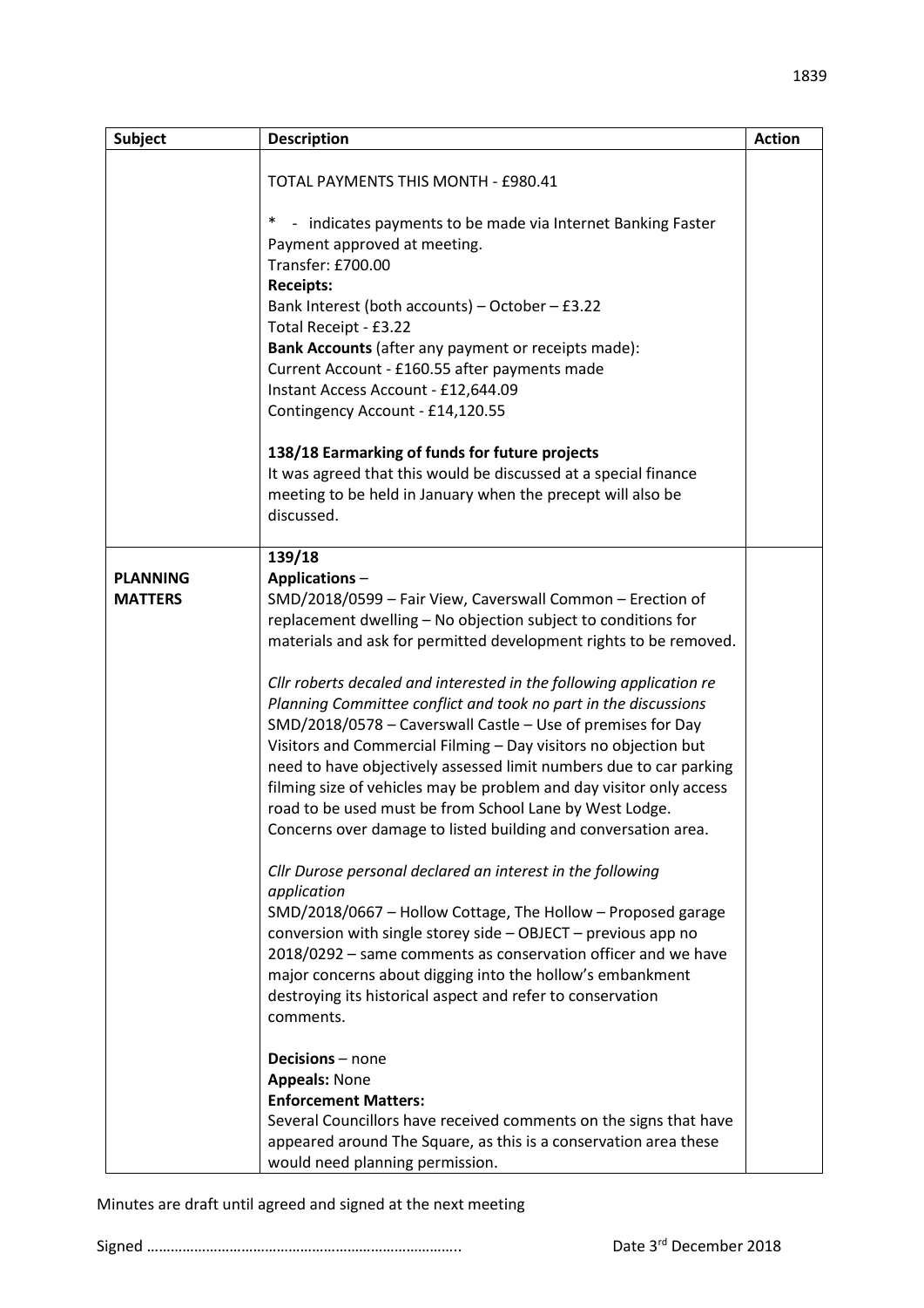| Subject | Description | Action |
|---|---|---|
| | TOTAL PAYMENTS THIS MONTH - £980.41<br><br>* - indicates payments to be made via Internet Banking Faster Payment approved at meeting.<br>Transfer: £700.00<br>**Receipts:**<br>Bank Interest (both accounts) – October – £3.22<br>Total Receipt - £3.22<br>**Bank Accounts** (after any payment or receipts made):<br>Current Account - £160.55 after payments made<br>Instant Access Account - £12,644.09<br>Contingency Account - £14,120.55<br><br>**138/18 Earmarking of funds for future projects**<br>It was agreed that this would be discussed at a special finance meeting to be held in January when the precept will also be discussed. | |
| **PLANNING MATTERS** | **139/18**<br>**Applications** –<br>SMD/2018/0599 – Fair View, Caverswall Common – Erection of replacement dwelling – No objection subject to conditions for materials and ask for permitted development rights to be removed.<br><br>*Cllr roberts decaled and interested in the following application re Planning Committee conflict and took no part in the discussions*<br>SMD/2018/0578 – Caverswall Castle – Use of premises for Day Visitors and Commercial Filming – Day visitors no objection but need to have objectively assessed limit numbers due to car parking filming size of vehicles may be problem and day visitor only access road to be used must be from School Lane by West Lodge. Concerns over damage to listed building and conversation area.<br><br>*Cllr Durose personal declared an interest in the following application*<br>SMD/2018/0667 – Hollow Cottage, The Hollow – Proposed garage conversion with single storey side – OBJECT – previous app no 2018/0292 – same comments as conservation officer and we have major concerns about digging into the hollow's embankment destroying its historical aspect and refer to conservation comments.<br><br>**Decisions** – none<br>**Appeals:** None<br>**Enforcement Matters:**<br>Several Councillors have received comments on the signs that have appeared around The Square, as this is a conservation area these would need planning permission. | |

Minutes are draft until agreed and signed at the next meeting

Signed …………………………………………………………………..          Date 3rd December 2018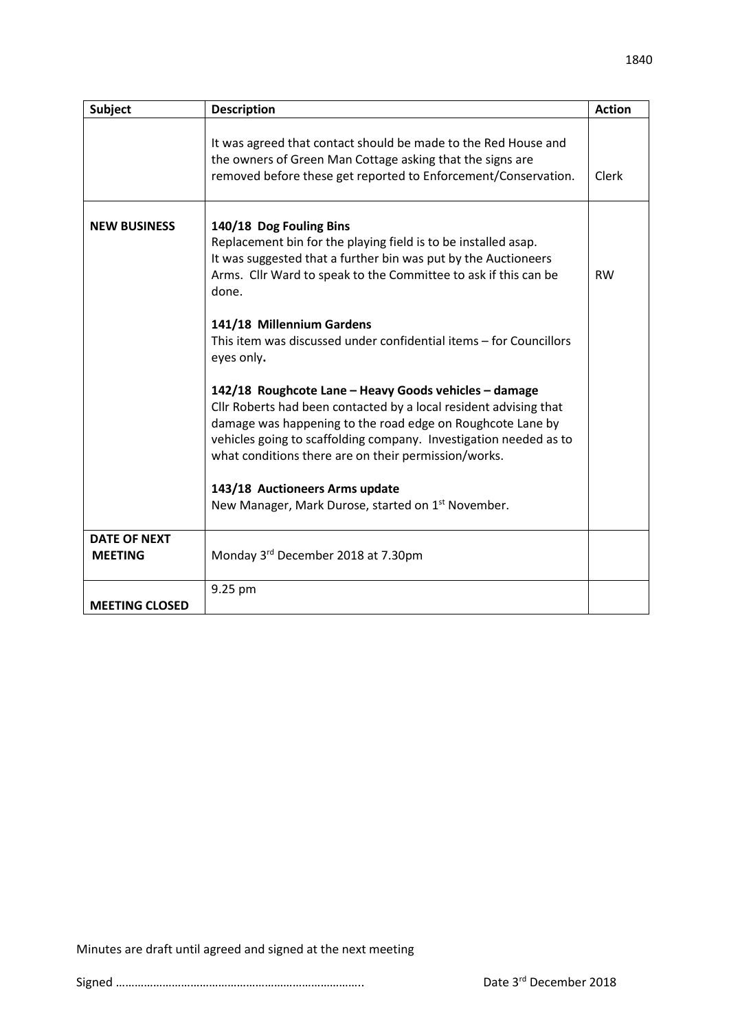| Subject | Description | Action |
|---|---|---|
| | It was agreed that contact should be made to the Red House and the owners of Green Man Cottage asking that the signs are removed before these get reported to Enforcement/Conservation. | Clerk |
| **NEW BUSINESS** | **140/18 Dog Fouling Bins**<br>Replacement bin for the playing field is to be installed asap. It was suggested that a further bin was put by the Auctioneers Arms. Cllr Ward to speak to the Committee to ask if this can be done.<br><br>**141/18 Millennium Gardens**<br>This item was discussed under confidential items – for Councillors eyes only**.**<br><br>**142/18 Roughcote Lane – Heavy Goods vehicles – damage**<br>Cllr Roberts had been contacted by a local resident advising that damage was happening to the road edge on Roughcote Lane by vehicles going to scaffolding company. Investigation needed as to what conditions there are on their permission/works.<br><br>**143/18 Auctioneers Arms update**<br>New Manager, Mark Durose, started on 1st November. | RW |
| **DATE OF NEXT MEETING** | Monday 3rd December 2018 at 7.30pm | |
| **MEETING CLOSED** | 9.25 pm | |

Minutes are draft until agreed and signed at the next meeting

Signed …………………………………………………………………..                Date 3rd December 2018